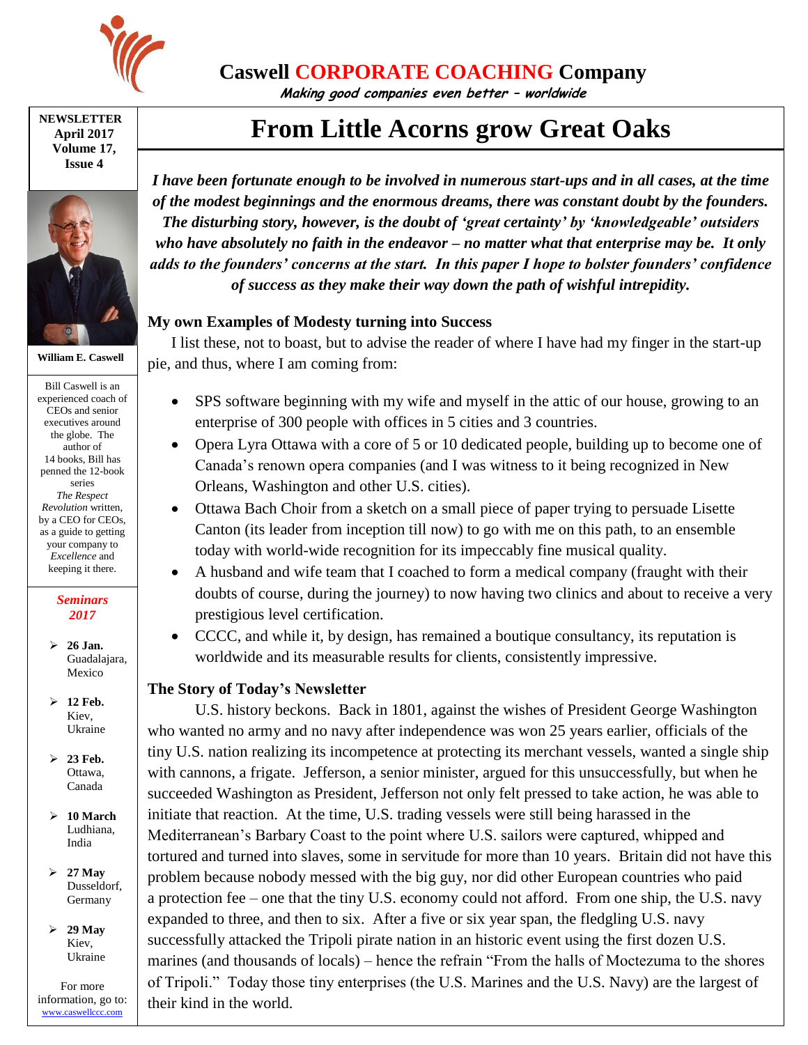# Caswell CORPORATE COACHING Company

*Making good companies even better – worldwide*

**NEWSLETTER**
**April 2017**
**Volume 17, Issue 4**

**William E. Caswell**

Bill Caswell is an experienced coach of CEOs and senior executives around the globe. The author of 14 books, Bill has penned the 12-book series *The Respect Revolution* written, by a CEO for CEOs, as a guide to getting your company to *Excellence* and keeping it there.

***Seminars 2017***

- **26 Jan.** Guadalajara, Mexico
- **12 Feb.** Kiev, Ukraine
- **23 Feb.** Ottawa, Canada
- **10 March** Ludhiana, India
- **27 May** Dusseldorf, Germany
- **29 May** Kiev, Ukraine

For more information, go to: www.caswellccc.com

## From Little Acorns grow Great Oaks

***I have been fortunate enough to be involved in numerous start-ups and in all cases, at the time of the modest beginnings and the enormous dreams, there was constant doubt by the founders. The disturbing story, however, is the doubt of 'great certainty' by 'knowledgeable' outsiders who have absolutely no faith in the endeavor – no matter what that enterprise may be. It only adds to the founders' concerns at the start. In this paper I hope to bolster founders' confidence of success as they make their way down the path of wishful intrepidity.***

### My own Examples of Modesty turning into Success

I list these, not to boast, but to advise the reader of where I have had my finger in the start-up pie, and thus, where I am coming from:

- SPS software beginning with my wife and myself in the attic of our house, growing to an enterprise of 300 people with offices in 5 cities and 3 countries.
- Opera Lyra Ottawa with a core of 5 or 10 dedicated people, building up to become one of Canada's renown opera companies (and I was witness to it being recognized in New Orleans, Washington and other U.S. cities).
- Ottawa Bach Choir from a sketch on a small piece of paper trying to persuade Lisette Canton (its leader from inception till now) to go with me on this path, to an ensemble today with world-wide recognition for its impeccably fine musical quality.
- A husband and wife team that I coached to form a medical company (fraught with their doubts of course, during the journey) to now having two clinics and about to receive a very prestigious level certification.
- CCCC, and while it, by design, has remained a boutique consultancy, its reputation is worldwide and its measurable results for clients, consistently impressive.

### The Story of Today's Newsletter

U.S. history beckons. Back in 1801, against the wishes of President George Washington who wanted no army and no navy after independence was won 25 years earlier, officials of the tiny U.S. nation realizing its incompetence at protecting its merchant vessels, wanted a single ship with cannons, a frigate. Jefferson, a senior minister, argued for this unsuccessfully, but when he succeeded Washington as President, Jefferson not only felt pressed to take action, he was able to initiate that reaction. At the time, U.S. trading vessels were still being harassed in the Mediterranean's Barbary Coast to the point where U.S. sailors were captured, whipped and tortured and turned into slaves, some in servitude for more than 10 years. Britain did not have this problem because nobody messed with the big guy, nor did other European countries who paid a protection fee – one that the tiny U.S. economy could not afford. From one ship, the U.S. navy expanded to three, and then to six. After a five or six year span, the fledgling U.S. navy successfully attacked the Tripoli pirate nation in an historic event using the first dozen U.S. marines (and thousands of locals) – hence the refrain "From the halls of Moctezuma to the shores of Tripoli." Today those tiny enterprises (the U.S. Marines and the U.S. Navy) are the largest of their kind in the world.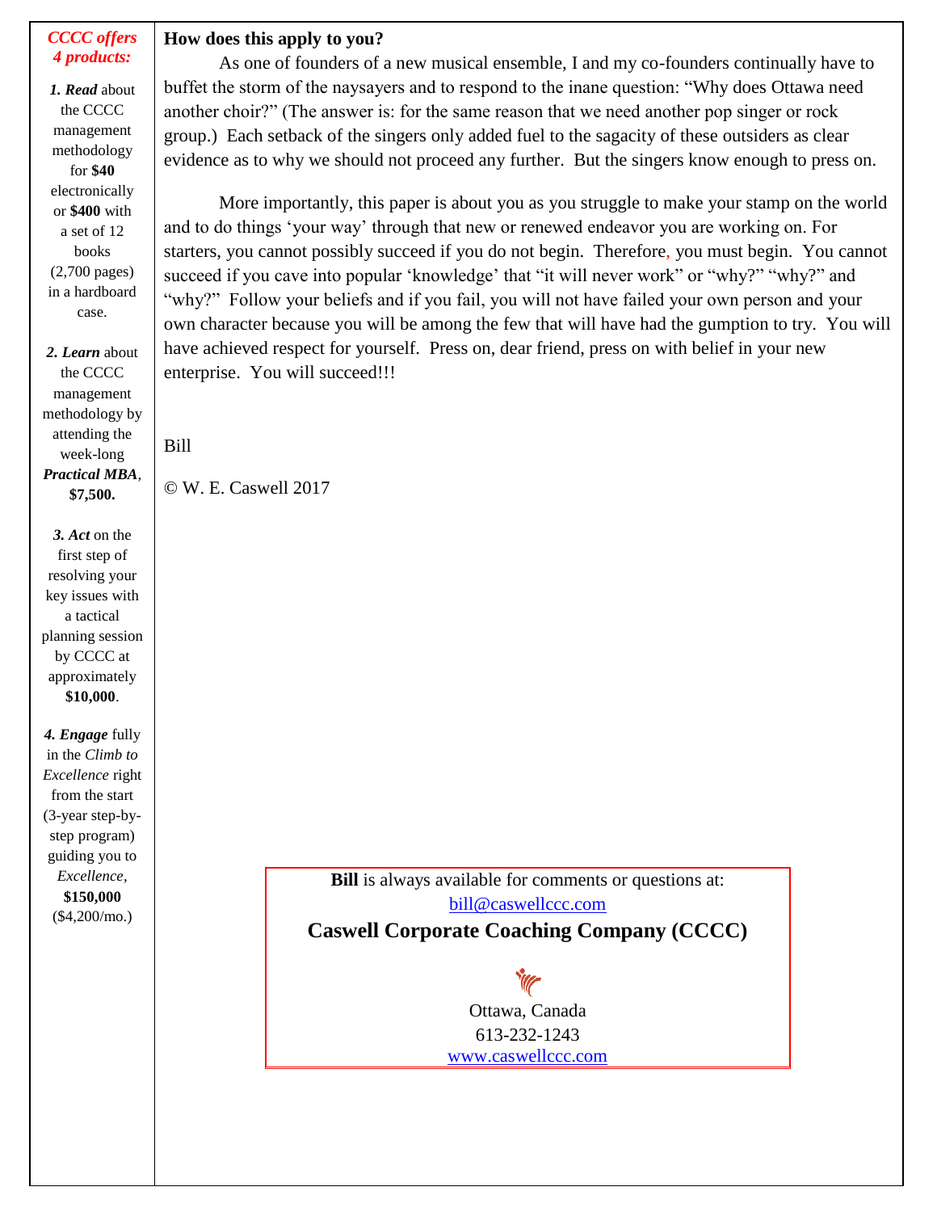*CCCC offers 4 products:*

***1. Read*** about the CCCC management methodology for **$40** electronically or **$400** with a set of 12 books (2,700 pages) in a hardboard case.

***2. Learn*** about the CCCC management methodology by attending the week-long ***Practical MBA***, **$7,500.**

***3. Act*** on the first step of resolving your key issues with a tactical planning session by CCCC at approximately **$10,000**.

***4. Engage*** fully in the *Climb to Excellence* right from the start (3-year step-by-step program) guiding you to *Excellence*, **$150,000** ($4,200/mo.)

**How does this apply to you?**

As one of founders of a new musical ensemble, I and my co-founders continually have to buffet the storm of the naysayers and to respond to the inane question: "Why does Ottawa need another choir?" (The answer is: for the same reason that we need another pop singer or rock group.) Each setback of the singers only added fuel to the sagacity of these outsiders as clear evidence as to why we should not proceed any further. But the singers know enough to press on.

More importantly, this paper is about you as you struggle to make your stamp on the world and to do things 'your way' through that new or renewed endeavor you are working on. For starters, you cannot possibly succeed if you do not begin. Therefore, you must begin. You cannot succeed if you cave into popular 'knowledge' that "it will never work" or "why?" "why?" and "why?" Follow your beliefs and if you fail, you will not have failed your own person and your own character because you will be among the few that will have had the gumption to try. You will have achieved respect for yourself. Press on, dear friend, press on with belief in your new enterprise. You will succeed!!!

Bill

© W. E. Caswell 2017

**Bill** is always available for comments or questions at:
bill@caswellccc.com

**Caswell Corporate Coaching Company (CCCC)**

Ottawa, Canada
613-232-1243
www.caswellccc.com